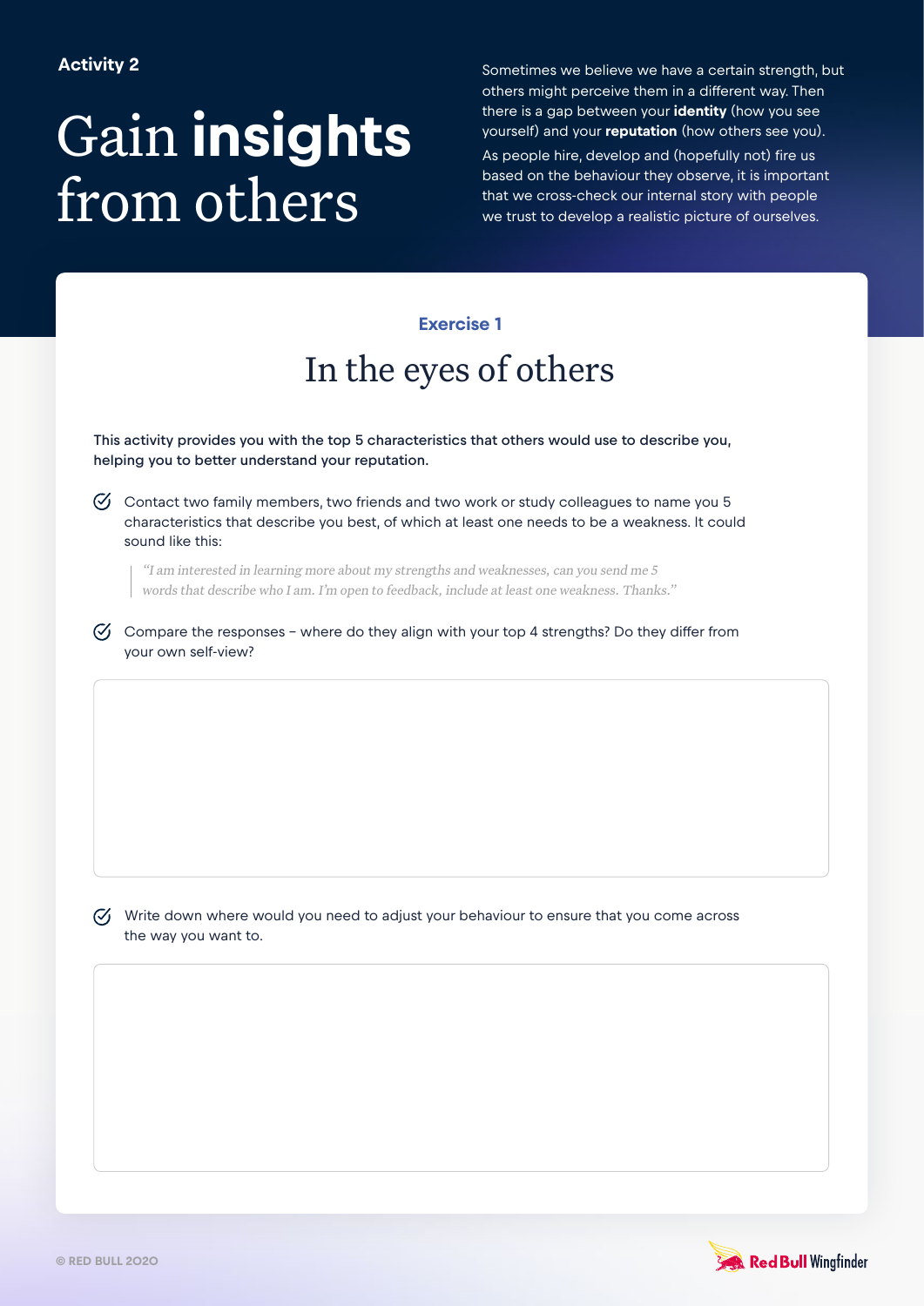**Activity 2**

# Gain **insights** from others

Sometimes we believe we have a certain strength, but others might perceive them in a different way. Then there is a gap between your **identity** (how you see yourself) and your **reputation** (how others see you).

As people hire, develop and (hopefully not) fire us based on the behaviour they observe, it is important that we cross-check our internal story with people we trust to develop a realistic picture of ourselves.

**Exercise 1**

## In the eyes of others

**This activity provides you with the top 5 characteristics that others would use to describe you, helping you to better understand your reputation.**

- Contact two family members, two friends and two work or study colleagues to name you 5 characteristics that describe you best, of which at least one needs to be a weakness. It could sound like this:

  > *"I am interested in learning more about my strengths and weaknesses, can you send me 5 words that describe who I am. I'm open to feedback, include at least one weakness. Thanks."*

- Compare the responses – where do they align with your top 4 strengths? Do they differ from your own self-view?

- Write down where would you need to adjust your behaviour to ensure that you come across the way you want to.

© RED BULL 2020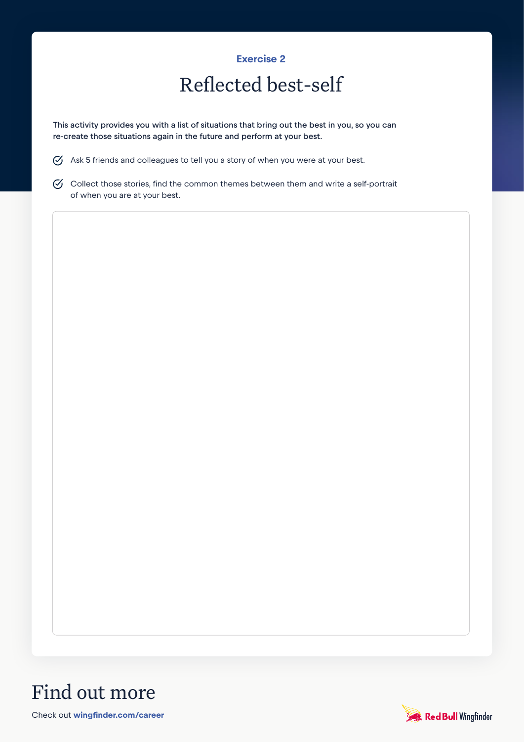**Exercise 2**

# Reflected best-self

**This activity provides you with a list of situations that bring out the best in you, so you can re-create those situations again in the future and perform at your best.**

- Ask 5 friends and colleagues to tell you a story of when you were at your best.
- Collect those stories, find the common themes between them and write a self-portrait of when you are at your best.

# Find out more

Check out **wingfinder.com/career**

Red Bull Wingfinder